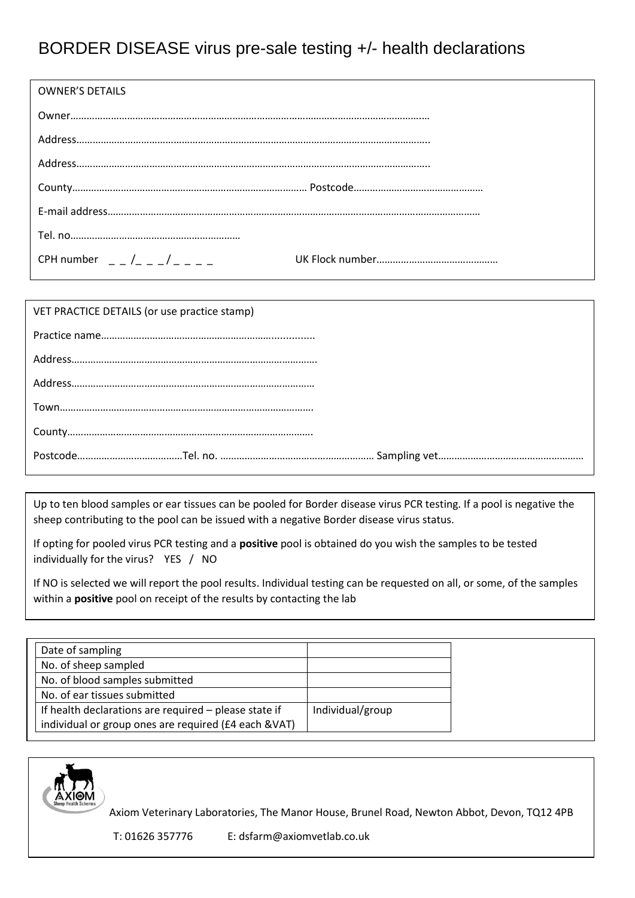# BORDER DISEASE virus pre-sale testing +/- health declarations

OWNER'S DETAILS

Owner…………………………………………………………………………………………………………………..

Address……………………………………………………………………………………………………………….

Address……………………………………………………………………………………………………………….

County…………………………………………………………………………… Postcode…………………………………………

E-mail address……………………………………………………………………………………………………………………

Tel. no………………………………………………………

CPH number _ _ /_ _ _ / _ _ _ _ UK Flock number………………………………………

VET PRACTICE DETAILS (or use practice stamp)

Practice name……………………………………………………...............

Address……………………………………………………………………………….

Address………………………………………………………………………………

Town…………………………………………………………………………………

County……………………………………………………………………………….

Postcode…………………………………Tel. no. ………………………………………………… Sampling vet………………………………………………

Up to ten blood samples or ear tissues can be pooled for Border disease virus PCR testing. If a pool is negative the sheep contributing to the pool can be issued with a negative Border disease virus status.

If opting for pooled virus PCR testing and a **positive** pool is obtained do you wish the samples to be tested individually for the virus? YES / NO

If NO is selected we will report the pool results. Individual testing can be requested on all, or some, of the samples within a **positive** pool on receipt of the results by contacting the lab

| | |
|---|---|
| Date of sampling | |
| No. of sheep sampled | |
| No. of blood samples submitted | |
| No. of ear tissues submitted | |
| If health declarations are required – please state if individual or group ones are required (£4 each &VAT) | Individual/group |

AXIOM Sheep Health Schemes

Axiom Veterinary Laboratories, The Manor House, Brunel Road, Newton Abbot, Devon, TQ12 4PB

T: 01626 357776 E: dsfarm@axiomvetlab.co.uk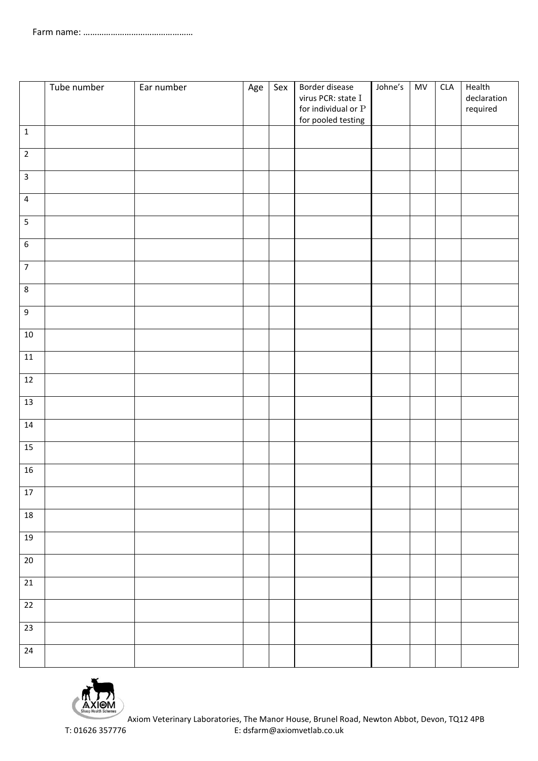Farm name: …………………………………………

| | Tube number | Ear number | Age | Sex | Border disease virus PCR: state I for individual or P for pooled testing | Johne's | MV | CLA | Health declaration required |
|---|---|---|---|---|---|---|---|---|---|
| 1 | | | | | | | | | |
| 2 | | | | | | | | | |
| 3 | | | | | | | | | |
| 4 | | | | | | | | | |
| 5 | | | | | | | | | |
| 6 | | | | | | | | | |
| 7 | | | | | | | | | |
| 8 | | | | | | | | | |
| 9 | | | | | | | | | |
| 10 | | | | | | | | | |
| 11 | | | | | | | | | |
| 12 | | | | | | | | | |
| 13 | | | | | | | | | |
| 14 | | | | | | | | | |
| 15 | | | | | | | | | |
| 16 | | | | | | | | | |
| 17 | | | | | | | | | |
| 18 | | | | | | | | | |
| 19 | | | | | | | | | |
| 20 | | | | | | | | | |
| 21 | | | | | | | | | |
| 22 | | | | | | | | | |
| 23 | | | | | | | | | |
| 24 | | | | | | | | | |

AXIOM Sheep Health Schemes

Axiom Veterinary Laboratories, The Manor House, Brunel Road, Newton Abbot, Devon, TQ12 4PB

T: 01626 357776 E: dsfarm@axiomvetlab.co.uk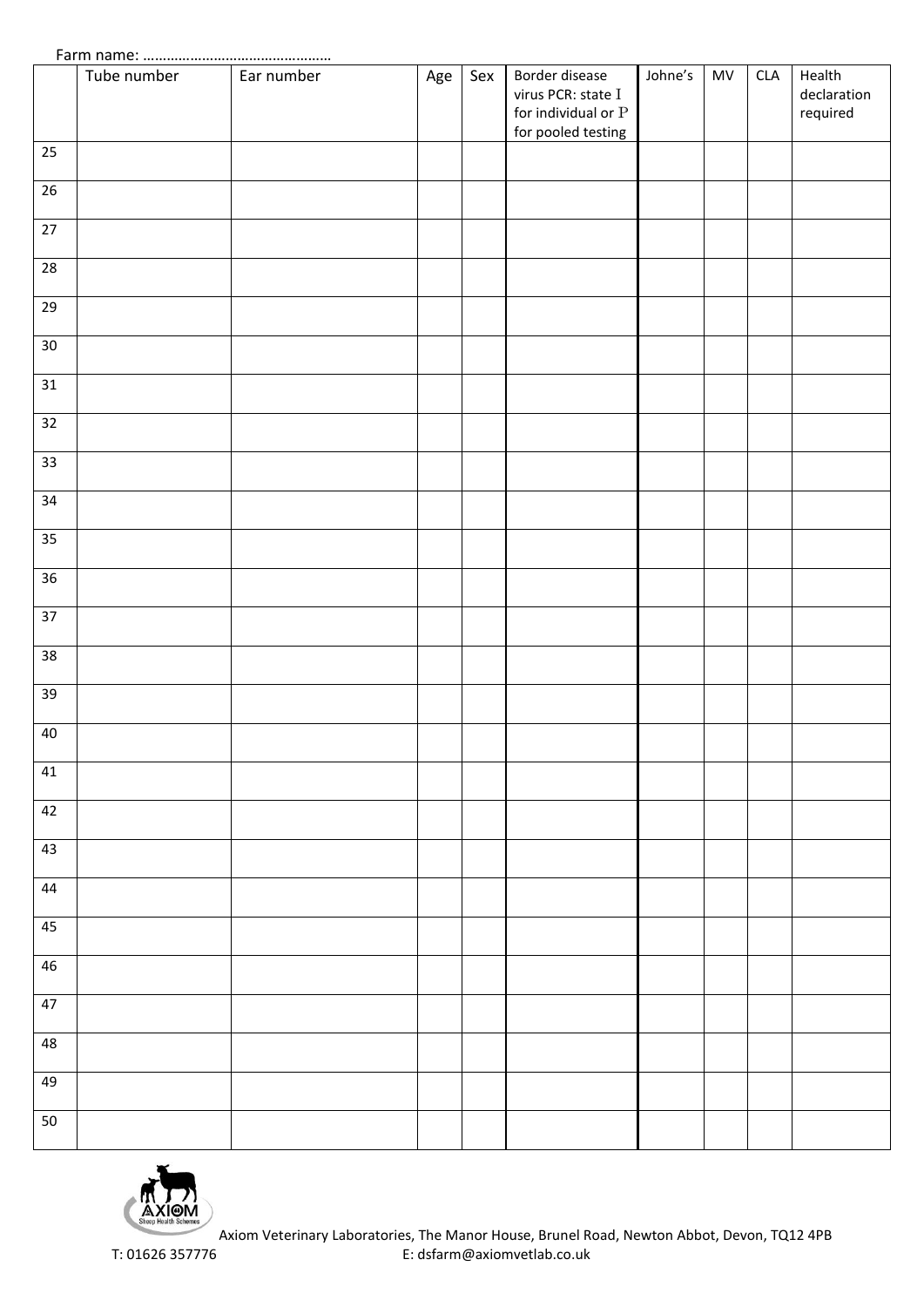Farm name: …………………………………………

| | Tube number | Ear number | Age | Sex | Border disease virus PCR: state I for individual or P for pooled testing | Johne's | MV | CLA | Health declaration required |
|---|---|---|---|---|---|---|---|---|---|
| 25 | | | | | | | | | |
| 26 | | | | | | | | | |
| 27 | | | | | | | | | |
| 28 | | | | | | | | | |
| 29 | | | | | | | | | |
| 30 | | | | | | | | | |
| 31 | | | | | | | | | |
| 32 | | | | | | | | | |
| 33 | | | | | | | | | |
| 34 | | | | | | | | | |
| 35 | | | | | | | | | |
| 36 | | | | | | | | | |
| 37 | | | | | | | | | |
| 38 | | | | | | | | | |
| 39 | | | | | | | | | |
| 40 | | | | | | | | | |
| 41 | | | | | | | | | |
| 42 | | | | | | | | | |
| 43 | | | | | | | | | |
| 44 | | | | | | | | | |
| 45 | | | | | | | | | |
| 46 | | | | | | | | | |
| 47 | | | | | | | | | |
| 48 | | | | | | | | | |
| 49 | | | | | | | | | |
| 50 | | | | | | | | | |

AXIOM Sheep Health Schemes

Axiom Veterinary Laboratories, The Manor House, Brunel Road, Newton Abbot, Devon, TQ12 4PB

T: 01626 357776 E: dsfarm@axiomvetlab.co.uk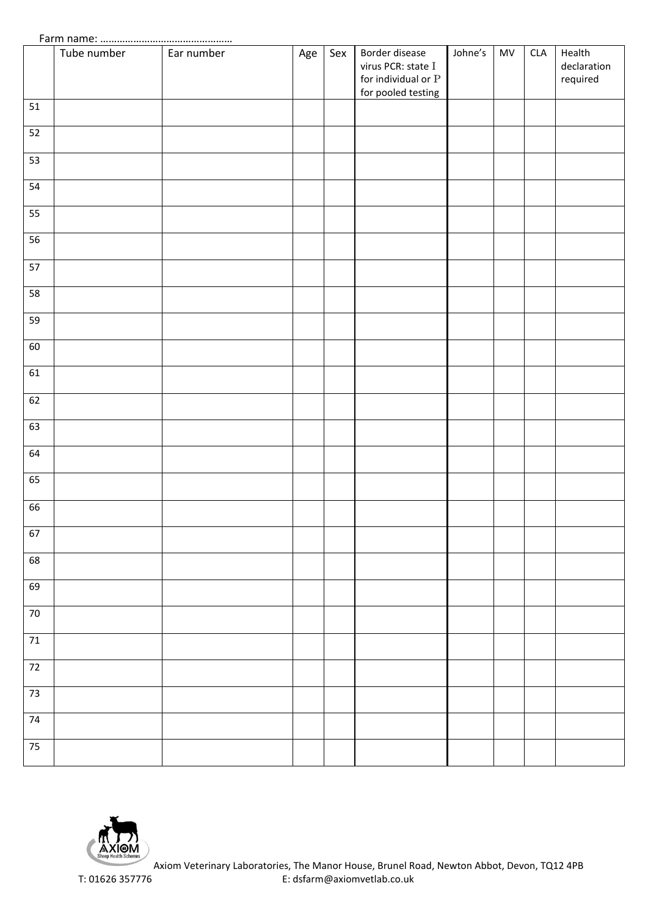Farm name: …………………………………………

| | Tube number | Ear number | Age | Sex | Border disease virus PCR: state I for individual or P for pooled testing | Johne's | MV | CLA | Health declaration required |
|---|---|---|---|---|---|---|---|---|---|
| 51 | | | | | | | | | |
| 52 | | | | | | | | | |
| 53 | | | | | | | | | |
| 54 | | | | | | | | | |
| 55 | | | | | | | | | |
| 56 | | | | | | | | | |
| 57 | | | | | | | | | |
| 58 | | | | | | | | | |
| 59 | | | | | | | | | |
| 60 | | | | | | | | | |
| 61 | | | | | | | | | |
| 62 | | | | | | | | | |
| 63 | | | | | | | | | |
| 64 | | | | | | | | | |
| 65 | | | | | | | | | |
| 66 | | | | | | | | | |
| 67 | | | | | | | | | |
| 68 | | | | | | | | | |
| 69 | | | | | | | | | |
| 70 | | | | | | | | | |
| 71 | | | | | | | | | |
| 72 | | | | | | | | | |
| 73 | | | | | | | | | |
| 74 | | | | | | | | | |
| 75 | | | | | | | | | |

AXIOM Sheep Health Schemes

Axiom Veterinary Laboratories, The Manor House, Brunel Road, Newton Abbot, Devon, TQ12 4PB

T: 01626 357776 E: dsfarm@axiomvetlab.co.uk